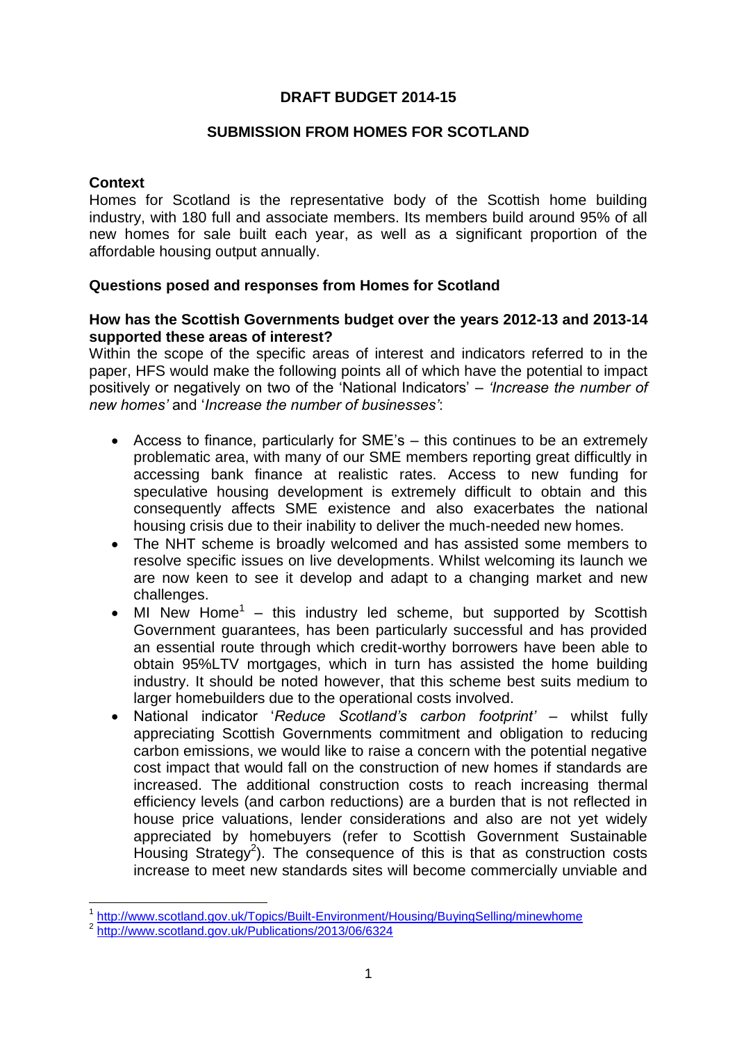**DRAFT BUDGET 2014-15**

**SUBMISSION FROM HOMES FOR SCOTLAND**

**Context**

Homes for Scotland is the representative body of the Scottish home building industry, with 180 full and associate members. Its members build around 95% of all new homes for sale built each year, as well as a significant proportion of the affordable housing output annually.

**Questions posed and responses from Homes for Scotland**

**How has the Scottish Governments budget over the years 2012-13 and 2013-14 supported these areas of interest?**

Within the scope of the specific areas of interest and indicators referred to in the paper, HFS would make the following points all of which have the potential to impact positively or negatively on two of the 'National Indicators' – *'Increase the number of new homes'* and '*Increase the number of businesses'*:

- Access to finance, particularly for SME's – this continues to be an extremely problematic area, with many of our SME members reporting great difficultly in accessing bank finance at realistic rates. Access to new funding for speculative housing development is extremely difficult to obtain and this consequently affects SME existence and also exacerbates the national housing crisis due to their inability to deliver the much-needed new homes.
- The NHT scheme is broadly welcomed and has assisted some members to resolve specific issues on live developments. Whilst welcoming its launch we are now keen to see it develop and adapt to a changing market and new challenges.
- MI New Home[1] – this industry led scheme, but supported by Scottish Government guarantees, has been particularly successful and has provided an essential route through which credit-worthy borrowers have been able to obtain 95%LTV mortgages, which in turn has assisted the home building industry. It should be noted however, that this scheme best suits medium to larger homebuilders due to the operational costs involved.
- National indicator '*Reduce Scotland's carbon footprint'* – whilst fully appreciating Scottish Governments commitment and obligation to reducing carbon emissions, we would like to raise a concern with the potential negative cost impact that would fall on the construction of new homes if standards are increased. The additional construction costs to reach increasing thermal efficiency levels (and carbon reductions) are a burden that is not reflected in house price valuations, lender considerations and also are not yet widely appreciated by homebuyers (refer to Scottish Government Sustainable Housing Strategy[2]). The consequence of this is that as construction costs increase to meet new standards sites will become commercially unviable and

[1] http://www.scotland.gov.uk/Topics/Built-Environment/Housing/BuyingSelling/minewhome

[2] http://www.scotland.gov.uk/Publications/2013/06/6324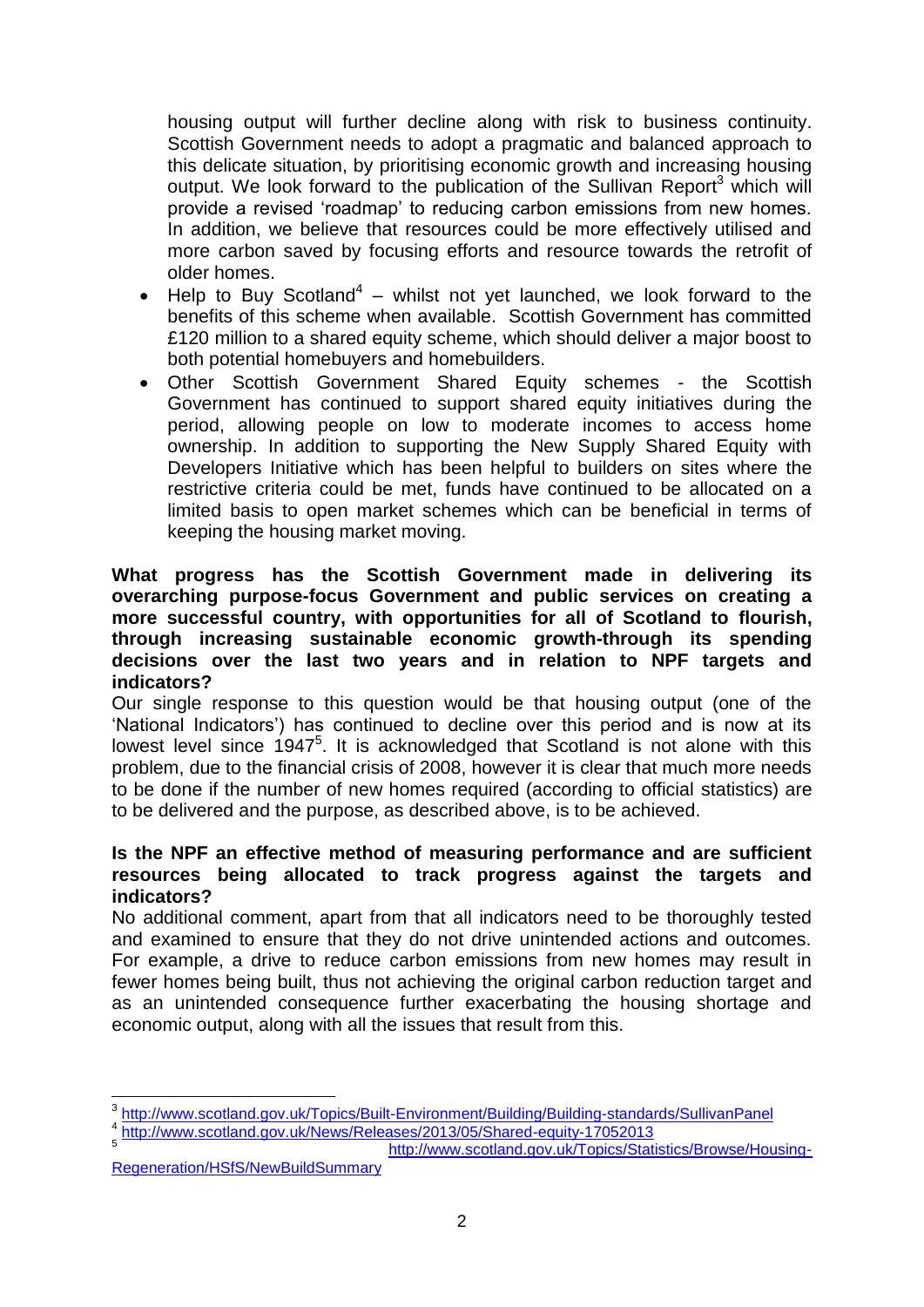housing output will further decline along with risk to business continuity. Scottish Government needs to adopt a pragmatic and balanced approach to this delicate situation, by prioritising economic growth and increasing housing output. We look forward to the publication of the Sullivan Report[3] which will provide a revised 'roadmap' to reducing carbon emissions from new homes. In addition, we believe that resources could be more effectively utilised and more carbon saved by focusing efforts and resource towards the retrofit of older homes.

- Help to Buy Scotland[4] – whilst not yet launched, we look forward to the benefits of this scheme when available. Scottish Government has committed £120 million to a shared equity scheme, which should deliver a major boost to both potential homebuyers and homebuilders.
- Other Scottish Government Shared Equity schemes - the Scottish Government has continued to support shared equity initiatives during the period, allowing people on low to moderate incomes to access home ownership. In addition to supporting the New Supply Shared Equity with Developers Initiative which has been helpful to builders on sites where the restrictive criteria could be met, funds have continued to be allocated on a limited basis to open market schemes which can be beneficial in terms of keeping the housing market moving.

**What progress has the Scottish Government made in delivering its overarching purpose-focus Government and public services on creating a more successful country, with opportunities for all of Scotland to flourish, through increasing sustainable economic growth-through its spending decisions over the last two years and in relation to NPF targets and indicators?**

Our single response to this question would be that housing output (one of the 'National Indicators') has continued to decline over this period and is now at its lowest level since 1947[5]. It is acknowledged that Scotland is not alone with this problem, due to the financial crisis of 2008, however it is clear that much more needs to be done if the number of new homes required (according to official statistics) are to be delivered and the purpose, as described above, is to be achieved.

**Is the NPF an effective method of measuring performance and are sufficient resources being allocated to track progress against the targets and indicators?**

No additional comment, apart from that all indicators need to be thoroughly tested and examined to ensure that they do not drive unintended actions and outcomes. For example, a drive to reduce carbon emissions from new homes may result in fewer homes being built, thus not achieving the original carbon reduction target and as an unintended consequence further exacerbating the housing shortage and economic output, along with all the issues that result from this.

---

[3] http://www.scotland.gov.uk/Topics/Built-Environment/Building/Building-standards/SullivanPanel

[4] http://www.scotland.gov.uk/News/Releases/2013/05/Shared-equity-17052013

[5] http://www.scotland.gov.uk/Topics/Statistics/Browse/Housing-Regeneration/HSfS/NewBuildSummary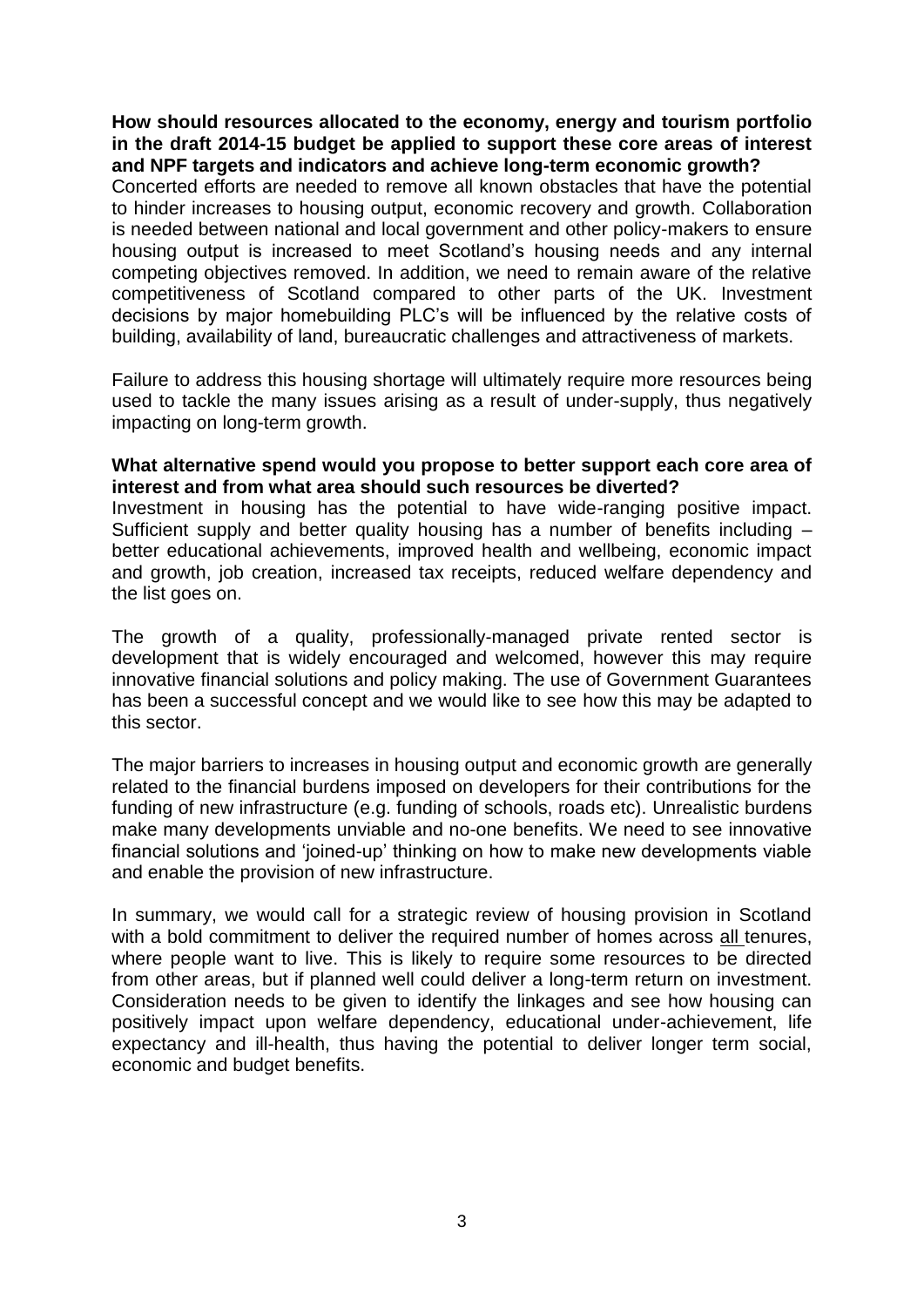**How should resources allocated to the economy, energy and tourism portfolio in the draft 2014-15 budget be applied to support these core areas of interest and NPF targets and indicators and achieve long-term economic growth?**

Concerted efforts are needed to remove all known obstacles that have the potential to hinder increases to housing output, economic recovery and growth. Collaboration is needed between national and local government and other policy-makers to ensure housing output is increased to meet Scotland's housing needs and any internal competing objectives removed. In addition, we need to remain aware of the relative competitiveness of Scotland compared to other parts of the UK. Investment decisions by major homebuilding PLC's will be influenced by the relative costs of building, availability of land, bureaucratic challenges and attractiveness of markets.

Failure to address this housing shortage will ultimately require more resources being used to tackle the many issues arising as a result of under-supply, thus negatively impacting on long-term growth.

**What alternative spend would you propose to better support each core area of interest and from what area should such resources be diverted?**

Investment in housing has the potential to have wide-ranging positive impact. Sufficient supply and better quality housing has a number of benefits including – better educational achievements, improved health and wellbeing, economic impact and growth, job creation, increased tax receipts, reduced welfare dependency and the list goes on.

The growth of a quality, professionally-managed private rented sector is development that is widely encouraged and welcomed, however this may require innovative financial solutions and policy making. The use of Government Guarantees has been a successful concept and we would like to see how this may be adapted to this sector.

The major barriers to increases in housing output and economic growth are generally related to the financial burdens imposed on developers for their contributions for the funding of new infrastructure (e.g. funding of schools, roads etc). Unrealistic burdens make many developments unviable and no-one benefits. We need to see innovative financial solutions and 'joined-up' thinking on how to make new developments viable and enable the provision of new infrastructure.

In summary, we would call for a strategic review of housing provision in Scotland with a bold commitment to deliver the required number of homes across all tenures, where people want to live. This is likely to require some resources to be directed from other areas, but if planned well could deliver a long-term return on investment. Consideration needs to be given to identify the linkages and see how housing can positively impact upon welfare dependency, educational under-achievement, life expectancy and ill-health, thus having the potential to deliver longer term social, economic and budget benefits.